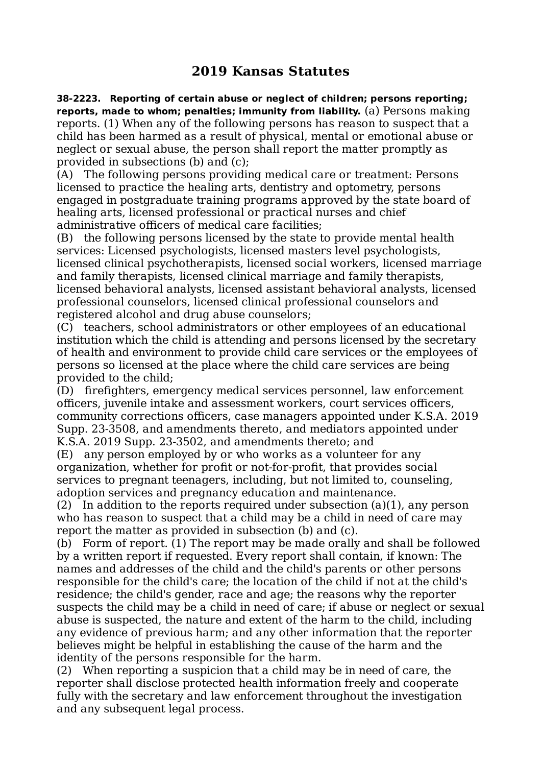# 2019 Kansas Statutes

**38-2223. Reporting of certain abuse or neglect of children; persons reporting; reports, made to whom; penalties; immunity from liability.** (a) Persons making reports. (1) When any of the following persons has reason to suspect that a child has been harmed as a result of physical, mental or emotional abuse or neglect or sexual abuse, the person shall report the matter promptly as provided in subsections (b) and (c);

(A) The following persons providing medical care or treatment: Persons licensed to practice the healing arts, dentistry and optometry, persons engaged in postgraduate training programs approved by the state board of healing arts, licensed professional or practical nurses and chief administrative officers of medical care facilities;

(B) the following persons licensed by the state to provide mental health services: Licensed psychologists, licensed masters level psychologists, licensed clinical psychotherapists, licensed social workers, licensed marriage and family therapists, licensed clinical marriage and family therapists, licensed behavioral analysts, licensed assistant behavioral analysts, licensed professional counselors, licensed clinical professional counselors and registered alcohol and drug abuse counselors;

(C) teachers, school administrators or other employees of an educational institution which the child is attending and persons licensed by the secretary of health and environment to provide child care services or the employees of persons so licensed at the place where the child care services are being provided to the child;

(D) firefighters, emergency medical services personnel, law enforcement officers, juvenile intake and assessment workers, court services officers, community corrections officers, case managers appointed under K.S.A. 2019 Supp. 23-3508, and amendments thereto, and mediators appointed under K.S.A. 2019 Supp. 23-3502, and amendments thereto; and

(E) any person employed by or who works as a volunteer for any organization, whether for profit or not-for-profit, that provides social services to pregnant teenagers, including, but not limited to, counseling, adoption services and pregnancy education and maintenance.

(2) In addition to the reports required under subsection (a)(1), any person who has reason to suspect that a child may be a child in need of care may report the matter as provided in subsection (b) and (c).

(b) Form of report. (1) The report may be made orally and shall be followed by a written report if requested. Every report shall contain, if known: The names and addresses of the child and the child's parents or other persons responsible for the child's care; the location of the child if not at the child's residence; the child's gender, race and age; the reasons why the reporter suspects the child may be a child in need of care; if abuse or neglect or sexual abuse is suspected, the nature and extent of the harm to the child, including any evidence of previous harm; and any other information that the reporter believes might be helpful in establishing the cause of the harm and the identity of the persons responsible for the harm.

(2) When reporting a suspicion that a child may be in need of care, the reporter shall disclose protected health information freely and cooperate fully with the secretary and law enforcement throughout the investigation and any subsequent legal process.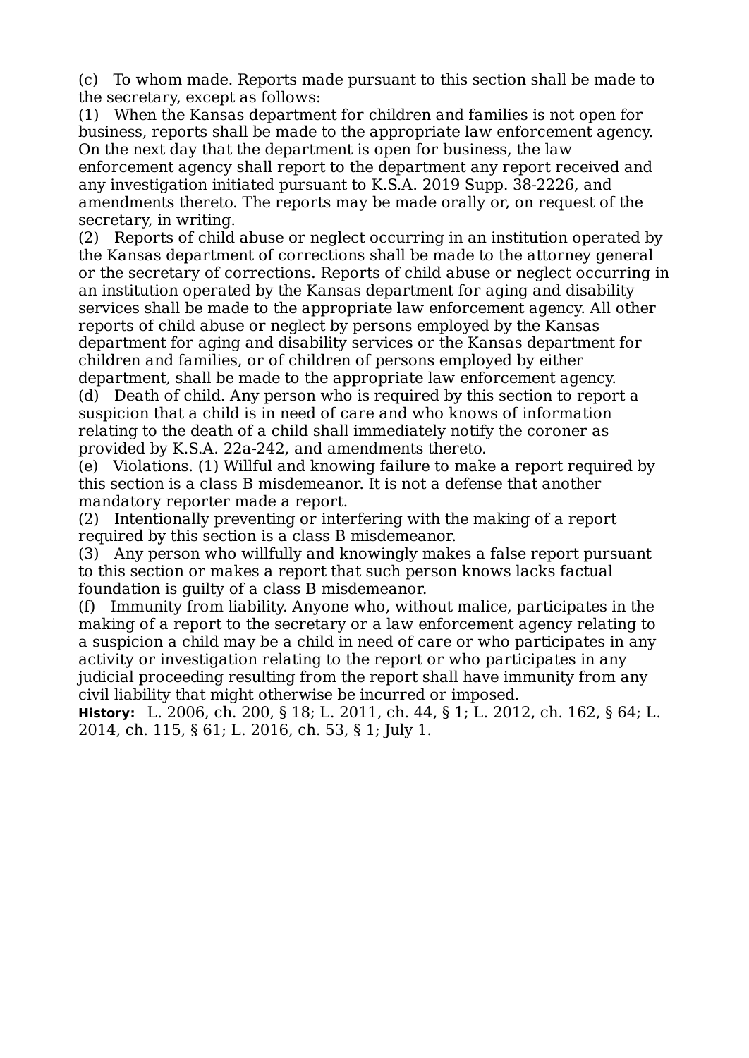(c) To whom made. Reports made pursuant to this section shall be made to the secretary, except as follows:

(1) When the Kansas department for children and families is not open for business, reports shall be made to the appropriate law enforcement agency. On the next day that the department is open for business, the law enforcement agency shall report to the department any report received and any investigation initiated pursuant to K.S.A. 2019 Supp. 38-2226, and amendments thereto. The reports may be made orally or, on request of the secretary, in writing.

(2) Reports of child abuse or neglect occurring in an institution operated by the Kansas department of corrections shall be made to the attorney general or the secretary of corrections. Reports of child abuse or neglect occurring in an institution operated by the Kansas department for aging and disability services shall be made to the appropriate law enforcement agency. All other reports of child abuse or neglect by persons employed by the Kansas department for aging and disability services or the Kansas department for children and families, or of children of persons employed by either department, shall be made to the appropriate law enforcement agency.

(d) Death of child. Any person who is required by this section to report a suspicion that a child is in need of care and who knows of information relating to the death of a child shall immediately notify the coroner as provided by K.S.A. 22a-242, and amendments thereto.

(e) Violations. (1) Willful and knowing failure to make a report required by this section is a class B misdemeanor. It is not a defense that another mandatory reporter made a report.

(2) Intentionally preventing or interfering with the making of a report required by this section is a class B misdemeanor.

(3) Any person who willfully and knowingly makes a false report pursuant to this section or makes a report that such person knows lacks factual foundation is guilty of a class B misdemeanor.

(f) Immunity from liability. Anyone who, without malice, participates in the making of a report to the secretary or a law enforcement agency relating to a suspicion a child may be a child in need of care or who participates in any activity or investigation relating to the report or who participates in any judicial proceeding resulting from the report shall have immunity from any civil liability that might otherwise be incurred or imposed.

**History:** L. 2006, ch. 200, § 18; L. 2011, ch. 44, § 1; L. 2012, ch. 162, § 64; L. 2014, ch. 115, § 61; L. 2016, ch. 53, § 1; July 1.